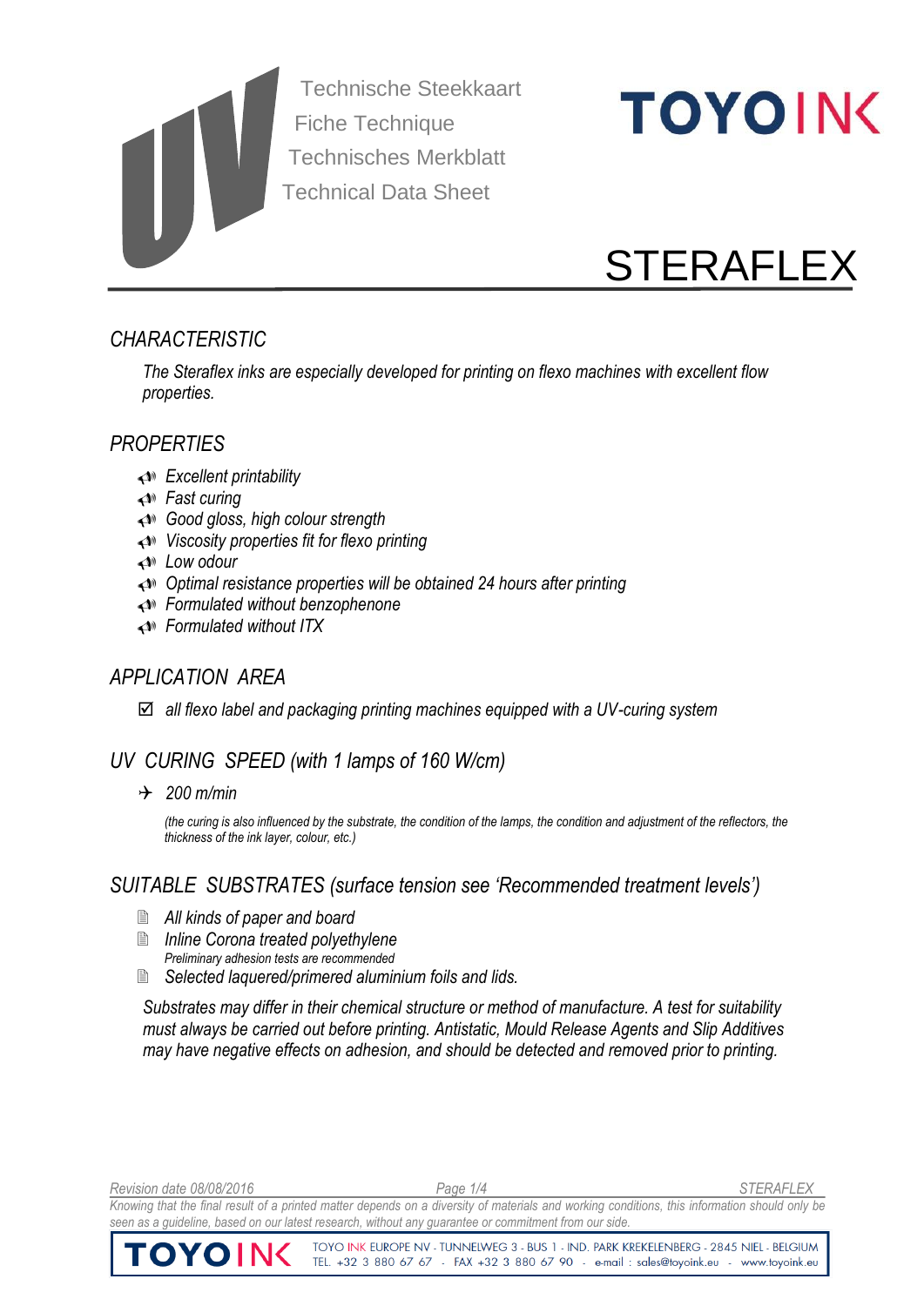Technische Steekkaart
Fiche Technique
Technisches Merkblatt
Technical Data Sheet

# STERAFLEX

## CHARACTERISTIC

*The Steraflex inks are especially developed for printing on flexo machines with excellent flow properties.*

## PROPERTIES

- *Excellent printability*
- *Fast curing*
- *Good gloss, high colour strength*
- *Viscosity properties fit for flexo printing*
- *Low odour*
- *Optimal resistance properties will be obtained 24 hours after printing*
- *Formulated without benzophenone*
- *Formulated without ITX*

## APPLICATION AREA

- ☑ *all flexo label and packaging printing machines equipped with a UV-curing system*

## UV CURING SPEED (with 1 lamps of 160 W/cm)

- *200 m/min*

*(the curing is also influenced by the substrate, the condition of the lamps, the condition and adjustment of the reflectors, the thickness of the ink layer, colour, etc.)*

## SUITABLE SUBSTRATES (surface tension see 'Recommended treatment levels')

- *All kinds of paper and board*
- *Inline Corona treated polyethylene*
  *Preliminary adhesion tests are recommended*
- *Selected laquered/primered aluminium foils and lids.*

*Substrates may differ in their chemical structure or method of manufacture. A test for suitability must always be carried out before printing. Antistatic, Mould Release Agents and Slip Additives may have negative effects on adhesion, and should be detected and removed prior to printing.*

*Revision date 08/08/2016*

*Knowing that the final result of a printed matter depends on a diversity of materials and working conditions, this information should only be seen as a guideline, based on our latest research, without any guarantee or commitment from our side.*

TOYO INK EUROPE NV - TUNNELWEG 3 - BUS 1 - IND. PARK KREKELENBERG - 2845 NIEL - BELGIUM
TEL. +32 3 880 67 67 - FAX +32 3 880 67 90 - e-mail : sales@toyoink.eu - www.toyoink.eu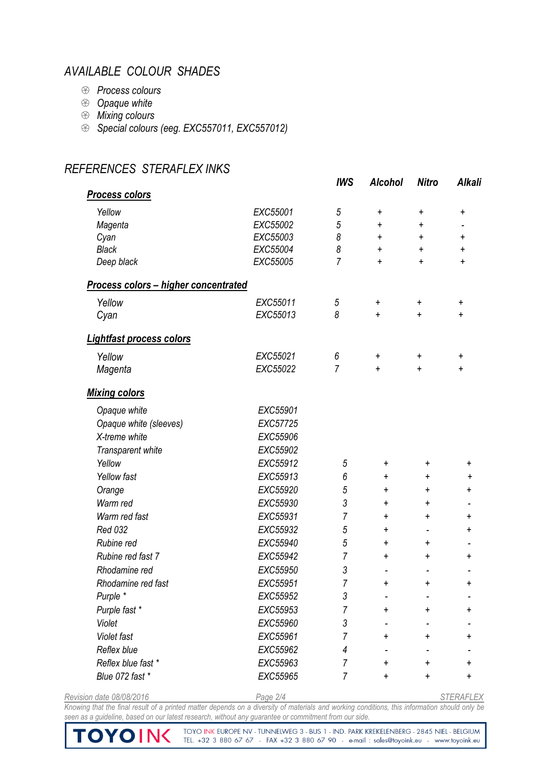## AVAILABLE COLOUR SHADES

- Process colours
- Opaque white
- Mixing colours
- Special colours (eeg. EXC557011, EXC557012)

## REFERENCES STERAFLEX INKS

| | | IWS | Alcohol | Nitro | Alkali |
|---|---|---|---|---|---|
| **Process colors** | | | | | |
| Yellow | EXC55001 | 5 | + | + | + |
| Magenta | EXC55002 | 5 | + | + | - |
| Cyan | EXC55003 | 8 | + | + | + |
| Black | EXC55004 | 8 | + | + | + |
| Deep black | EXC55005 | 7 | + | + | + |
| **Process colors – higher concentrated** | | | | | |
| Yellow | EXC55011 | 5 | + | + | + |
| Cyan | EXC55013 | 8 | + | + | + |
| **Lightfast process colors** | | | | | |
| Yellow | EXC55021 | 6 | + | + | + |
| Magenta | EXC55022 | 7 | + | + | + |
| **Mixing colors** | | | | | |
| Opaque white | EXC55901 | | | | |
| Opaque white (sleeves) | EXC57725 | | | | |
| X-treme white | EXC55906 | | | | |
| Transparent white | EXC55902 | | | | |
| Yellow | EXC55912 | 5 | + | + | + |
| Yellow fast | EXC55913 | 6 | + | + | + |
| Orange | EXC55920 | 5 | + | + | + |
| Warm red | EXC55930 | 3 | + | + | - |
| Warm red fast | EXC55931 | 7 | + | + | + |
| Red 032 | EXC55932 | 5 | + | - | + |
| Rubine red | EXC55940 | 5 | + | + | - |
| Rubine red fast 7 | EXC55942 | 7 | + | + | + |
| Rhodamine red | EXC55950 | 3 | - | - | - |
| Rhodamine red fast | EXC55951 | 7 | + | + | + |
| Purple * | EXC55952 | 3 | - | - | - |
| Purple fast * | EXC55953 | 7 | + | + | + |
| Violet | EXC55960 | 3 | - | - | - |
| Violet fast | EXC55961 | 7 | + | + | + |
| Reflex blue | EXC55962 | 4 | - | - | - |
| Reflex blue fast * | EXC55963 | 7 | + | + | + |
| Blue 072 fast * | EXC55965 | 7 | + | + | + |

Revision date 08/08/2016 STERAFLEX

*Knowing that the final result of a printed matter depends on a diversity of materials and working conditions, this information should only be seen as a guideline, based on our latest research, without any guarantee or commitment from our side.*

TOYO INK EUROPE NV - TUNNELWEG 3 - BUS 1 - IND. PARK KREKELENBERG - 2845 NIEL - BELGIUM
TEL. +32 3 880 67 67 - FAX +32 3 880 67 90 - e-mail : sales@toyoink.eu - www.toyoink.eu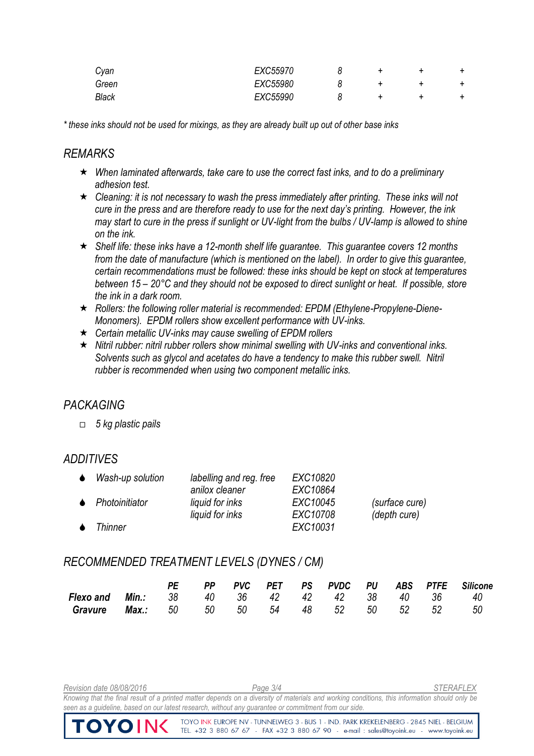| | | | | | |
|---|---|---|---|---|---|
| Cyan | EXC55970 | 8 | + | + | + |
| Green | EXC55980 | 8 | + | + | + |
| Black | EXC55990 | 8 | + | + | + |

*\* these inks should not be used for mixings, as they are already built up out of other base inks*

## REMARKS

- ★ *When laminated afterwards, take care to use the correct fast inks, and to do a preliminary adhesion test.*
- ★ *Cleaning: it is not necessary to wash the press immediately after printing. These inks will not cure in the press and are therefore ready to use for the next day's printing. However, the ink may start to cure in the press if sunlight or UV-light from the bulbs / UV-lamp is allowed to shine on the ink.*
- ★ *Shelf life: these inks have a 12-month shelf life guarantee. This guarantee covers 12 months from the date of manufacture (which is mentioned on the label). In order to give this guarantee, certain recommendations must be followed: these inks should be kept on stock at temperatures between 15 – 20°C and they should not be exposed to direct sunlight or heat. If possible, store the ink in a dark room.*
- ★ *Rollers: the following roller material is recommended: EPDM (Ethylene-Propylene-Diene-Monomers). EPDM rollers show excellent performance with UV-inks.*
- ★ *Certain metallic UV-inks may cause swelling of EPDM rollers*
- ★ *Nitril rubber: nitril rubber rollers show minimal swelling with UV-inks and conventional inks. Solvents such as glycol and acetates do have a tendency to make this rubber swell. Nitril rubber is recommended when using two component metallic inks.*

## PACKAGING

- ☐ *5 kg plastic pails*

## ADDITIVES

| | | | |
|---|---|---|---|
| Wash-up solution | labelling and reg. free | EXC10820 | |
| | anilox cleaner | EXC10864 | |
| Photoinitiator | liquid for inks | EXC10045 | (surface cure) |
| | liquid for inks | EXC10708 | (depth cure) |
| Thinner | | EXC10031 | |

## RECOMMENDED TREATMENT LEVELS (DYNES / CM)

| | | PE | PP | PVC | PET | PS | PVDC | PU | ABS | PTFE | Silicone |
|---|---|---|---|---|---|---|---|---|---|---|---|
| **Flexo and** | **Min.:** | 38 | 40 | 36 | 42 | 42 | 42 | 38 | 40 | 36 | 40 |
| **Gravure** | **Max.:** | 50 | 50 | 50 | 54 | 48 | 52 | 50 | 52 | 52 | 50 |

*Knowing that the final result of a printed matter depends on a diversity of materials and working conditions, this information should only be seen as a guideline, based on our latest research, without any guarantee or commitment from our side.*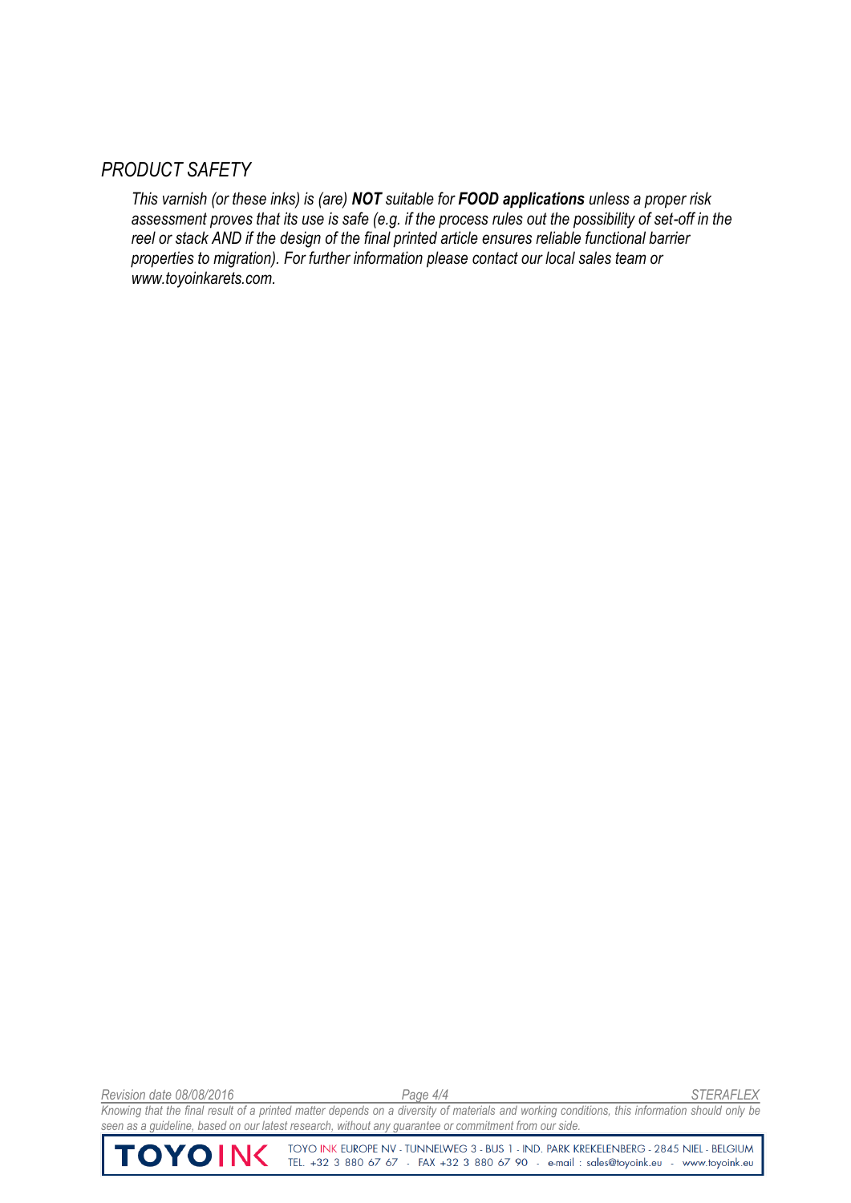## *PRODUCT SAFETY*

*This varnish (or these inks) is (are)* ***NOT*** *suitable for* ***FOOD applications*** *unless a proper risk assessment proves that its use is safe (e.g. if the process rules out the possibility of set-off in the reel or stack AND if the design of the final printed article ensures reliable functional barrier properties to migration). For further information please contact our local sales team or www.toyoinkarets.com.*